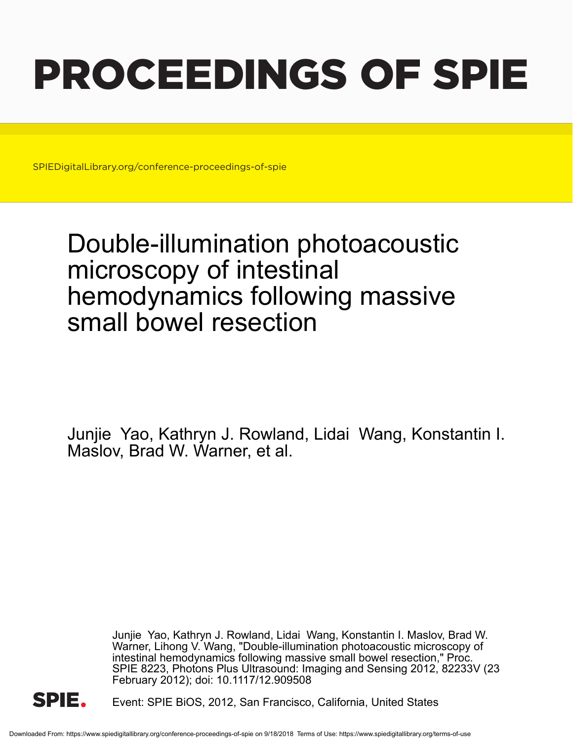# PROCEEDINGS OF SPIE

SPIEDigitalLibrary.org/conference-proceedings-of-spie

## Double-illumination photoacoustic microscopy of intestinal hemodynamics following massive small bowel resection

Junjie Yao, Kathryn J. Rowland, Lidai Wang, Konstantin I. Maslov, Brad W. Warner, et al.

Junjie Yao, Kathryn J. Rowland, Lidai Wang, Konstantin I. Maslov, Brad W. Warner, Lihong V. Wang, "Double-illumination photoacoustic microscopy of intestinal hemodynamics following massive small bowel resection," Proc. SPIE 8223, Photons Plus Ultrasound: Imaging and Sensing 2012, 82233V (23 February 2012); doi: 10.1117/12.909508

Event: SPIE BiOS, 2012, San Francisco, California, United States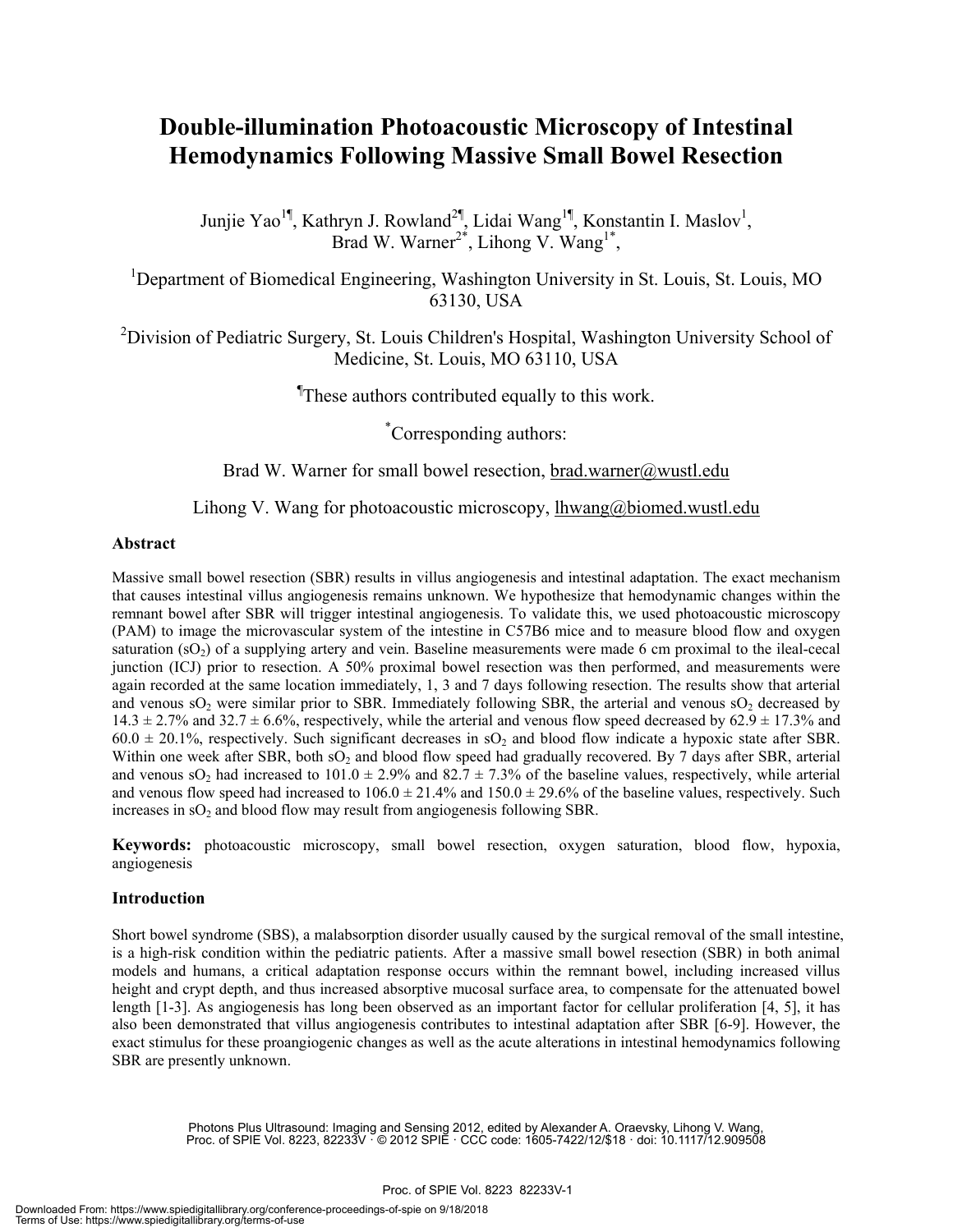# Double-illumination Photoacoustic Microscopy of Intestinal Hemodynamics Following Massive Small Bowel Resection

Junjie Yao[1¶], Kathryn J. Rowland[2¶], Lidai Wang[1¶], Konstantin I. Maslov[1], Brad W. Warner[2*], Lihong V. Wang[1*],

[1]Department of Biomedical Engineering, Washington University in St. Louis, St. Louis, MO 63130, USA

[2]Division of Pediatric Surgery, St. Louis Children's Hospital, Washington University School of Medicine, St. Louis, MO 63110, USA

[¶]These authors contributed equally to this work.

[*]Corresponding authors:

Brad W. Warner for small bowel resection, brad.warner@wustl.edu

Lihong V. Wang for photoacoustic microscopy, lhwang@biomed.wustl.edu

### Abstract

Massive small bowel resection (SBR) results in villus angiogenesis and intestinal adaptation. The exact mechanism that causes intestinal villus angiogenesis remains unknown. We hypothesize that hemodynamic changes within the remnant bowel after SBR will trigger intestinal angiogenesis. To validate this, we used photoacoustic microscopy (PAM) to image the microvascular system of the intestine in C57B6 mice and to measure blood flow and oxygen saturation ($sO_2$) of a supplying artery and vein. Baseline measurements were made 6 cm proximal to the ileal-cecal junction (ICJ) prior to resection. A 50% proximal bowel resection was then performed, and measurements were again recorded at the same location immediately, 1, 3 and 7 days following resection. The results show that arterial and venous $sO_2$ were similar prior to SBR. Immediately following SBR, the arterial and venous $sO_2$ decreased by $14.3 \pm 2.7\%$ and $32.7 \pm 6.6\%$, respectively, while the arterial and venous flow speed decreased by $62.9 \pm 17.3\%$ and $60.0 \pm 20.1\%$, respectively. Such significant decreases in $sO_2$ and blood flow indicate a hypoxic state after SBR. Within one week after SBR, both $sO_2$ and blood flow speed had gradually recovered. By 7 days after SBR, arterial and venous $sO_2$ had increased to $101.0 \pm 2.9\%$ and $82.7 \pm 7.3\%$ of the baseline values, respectively, while arterial and venous flow speed had increased to $106.0 \pm 21.4\%$ and $150.0 \pm 29.6\%$ of the baseline values, respectively. Such increases in $sO_2$ and blood flow may result from angiogenesis following SBR.

**Keywords:** photoacoustic microscopy, small bowel resection, oxygen saturation, blood flow, hypoxia, angiogenesis

### Introduction

Short bowel syndrome (SBS), a malabsorption disorder usually caused by the surgical removal of the small intestine, is a high-risk condition within the pediatric patients. After a massive small bowel resection (SBR) in both animal models and humans, a critical adaptation response occurs within the remnant bowel, including increased villus height and crypt depth, and thus increased absorptive mucosal surface area, to compensate for the attenuated bowel length [1-3]. As angiogenesis has long been observed as an important factor for cellular proliferation [4, 5], it has also been demonstrated that villus angiogenesis contributes to intestinal adaptation after SBR [6-9]. However, the exact stimulus for these proangiogenic changes as well as the acute alterations in intestinal hemodynamics following SBR are presently unknown.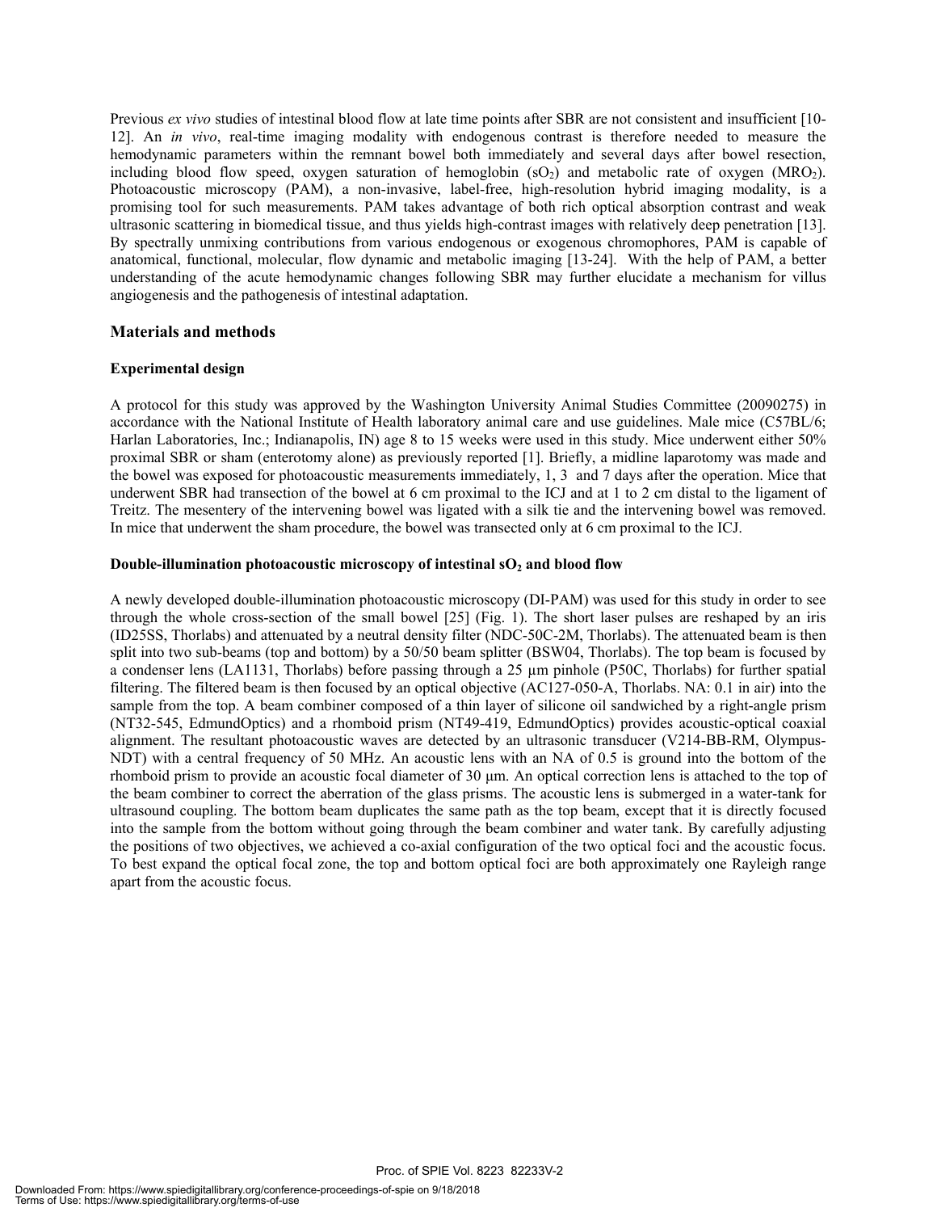Previous *ex vivo* studies of intestinal blood flow at late time points after SBR are not consistent and insufficient [10-12]. An *in vivo*, real-time imaging modality with endogenous contrast is therefore needed to measure the hemodynamic parameters within the remnant bowel both immediately and several days after bowel resection, including blood flow speed, oxygen saturation of hemoglobin ($sO_2$) and metabolic rate of oxygen ($MRO_2$). Photoacoustic microscopy (PAM), a non-invasive, label-free, high-resolution hybrid imaging modality, is a promising tool for such measurements. PAM takes advantage of both rich optical absorption contrast and weak ultrasonic scattering in biomedical tissue, and thus yields high-contrast images with relatively deep penetration [13]. By spectrally unmixing contributions from various endogenous or exogenous chromophores, PAM is capable of anatomical, functional, molecular, flow dynamic and metabolic imaging [13-24]. With the help of PAM, a better understanding of the acute hemodynamic changes following SBR may further elucidate a mechanism for villus angiogenesis and the pathogenesis of intestinal adaptation.

## Materials and methods

### Experimental design

A protocol for this study was approved by the Washington University Animal Studies Committee (20090275) in accordance with the National Institute of Health laboratory animal care and use guidelines. Male mice (C57BL/6; Harlan Laboratories, Inc.; Indianapolis, IN) age 8 to 15 weeks were used in this study. Mice underwent either 50% proximal SBR or sham (enterotomy alone) as previously reported [1]. Briefly, a midline laparotomy was made and the bowel was exposed for photoacoustic measurements immediately, 1, 3 and 7 days after the operation. Mice that underwent SBR had transection of the bowel at 6 cm proximal to the ICJ and at 1 to 2 cm distal to the ligament of Treitz. The mesentery of the intervening bowel was ligated with a silk tie and the intervening bowel was removed. In mice that underwent the sham procedure, the bowel was transected only at 6 cm proximal to the ICJ.

### Double-illumination photoacoustic microscopy of intestinal $sO_2$ and blood flow

A newly developed double-illumination photoacoustic microscopy (DI-PAM) was used for this study in order to see through the whole cross-section of the small bowel [25] (Fig. 1). The short laser pulses are reshaped by an iris (ID25SS, Thorlabs) and attenuated by a neutral density filter (NDC-50C-2M, Thorlabs). The attenuated beam is then split into two sub-beams (top and bottom) by a 50/50 beam splitter (BSW04, Thorlabs). The top beam is focused by a condenser lens (LA1131, Thorlabs) before passing through a 25 μm pinhole (P50C, Thorlabs) for further spatial filtering. The filtered beam is then focused by an optical objective (AC127-050-A, Thorlabs. NA: 0.1 in air) into the sample from the top. A beam combiner composed of a thin layer of silicone oil sandwiched by a right-angle prism (NT32-545, EdmundOptics) and a rhomboid prism (NT49-419, EdmundOptics) provides acoustic-optical coaxial alignment. The resultant photoacoustic waves are detected by an ultrasonic transducer (V214-BB-RM, Olympus-NDT) with a central frequency of 50 MHz. An acoustic lens with an NA of 0.5 is ground into the bottom of the rhomboid prism to provide an acoustic focal diameter of 30 μm. An optical correction lens is attached to the top of the beam combiner to correct the aberration of the glass prisms. The acoustic lens is submerged in a water-tank for ultrasound coupling. The bottom beam duplicates the same path as the top beam, except that it is directly focused into the sample from the bottom without going through the beam combiner and water tank. By carefully adjusting the positions of two objectives, we achieved a co-axial configuration of the two optical foci and the acoustic focus. To best expand the optical focal zone, the top and bottom optical foci are both approximately one Rayleigh range apart from the acoustic focus.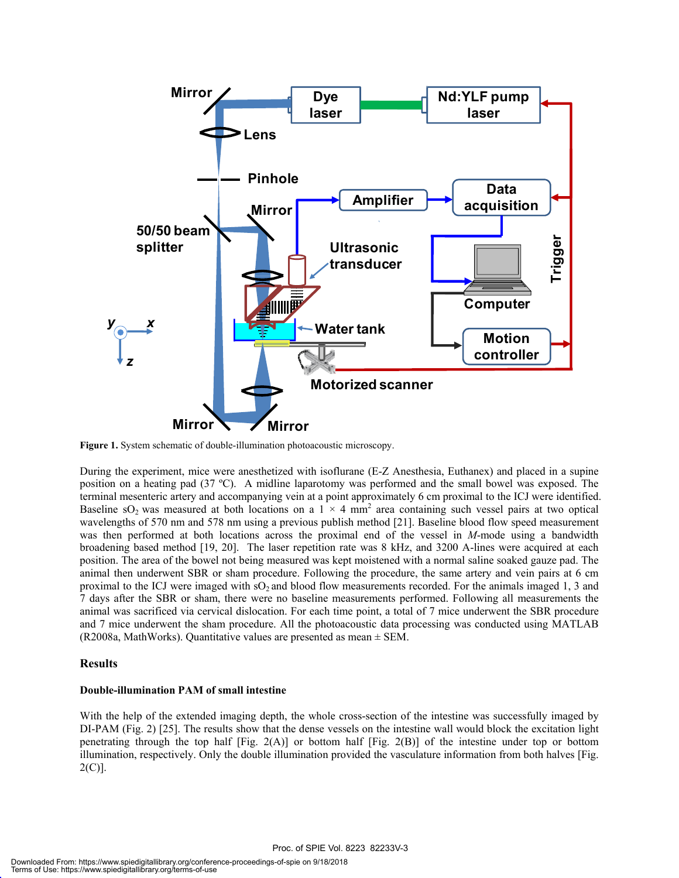**Figure 1.** System schematic of double-illumination photoacoustic microscopy.

During the experiment, mice were anesthetized with isoflurane (E-Z Anesthesia, Euthanex) and placed in a supine position on a heating pad (37 ºC). A midline laparotomy was performed and the small bowel was exposed. The terminal mesenteric artery and accompanying vein at a point approximately 6 cm proximal to the ICJ were identified. Baseline $sO_2$ was measured at both locations on a 1 × 4 $mm^2$ area containing such vessel pairs at two optical wavelengths of 570 nm and 578 nm using a previous publish method [21]. Baseline blood flow speed measurement was then performed at both locations across the proximal end of the vessel in *M*-mode using a bandwidth broadening based method [19, 20]. The laser repetition rate was 8 kHz, and 3200 A-lines were acquired at each position. The area of the bowel not being measured was kept moistened with a normal saline soaked gauze pad. The animal then underwent SBR or sham procedure. Following the procedure, the same artery and vein pairs at 6 cm proximal to the ICJ were imaged with $sO_2$ and blood flow measurements recorded. For the animals imaged 1, 3 and 7 days after the SBR or sham, there were no baseline measurements performed. Following all measurements the animal was sacrificed via cervical dislocation. For each time point, a total of 7 mice underwent the SBR procedure and 7 mice underwent the sham procedure. All the photoacoustic data processing was conducted using MATLAB (R2008a, MathWorks). Quantitative values are presented as mean ± SEM.

## Results

### Double-illumination PAM of small intestine

With the help of the extended imaging depth, the whole cross-section of the intestine was successfully imaged by DI-PAM (Fig. 2) [25]. The results show that the dense vessels on the intestine wall would block the excitation light penetrating through the top half [Fig. 2(A)] or bottom half [Fig. 2(B)] of the intestine under top or bottom illumination, respectively. Only the double illumination provided the vasculature information from both halves [Fig. 2(C)].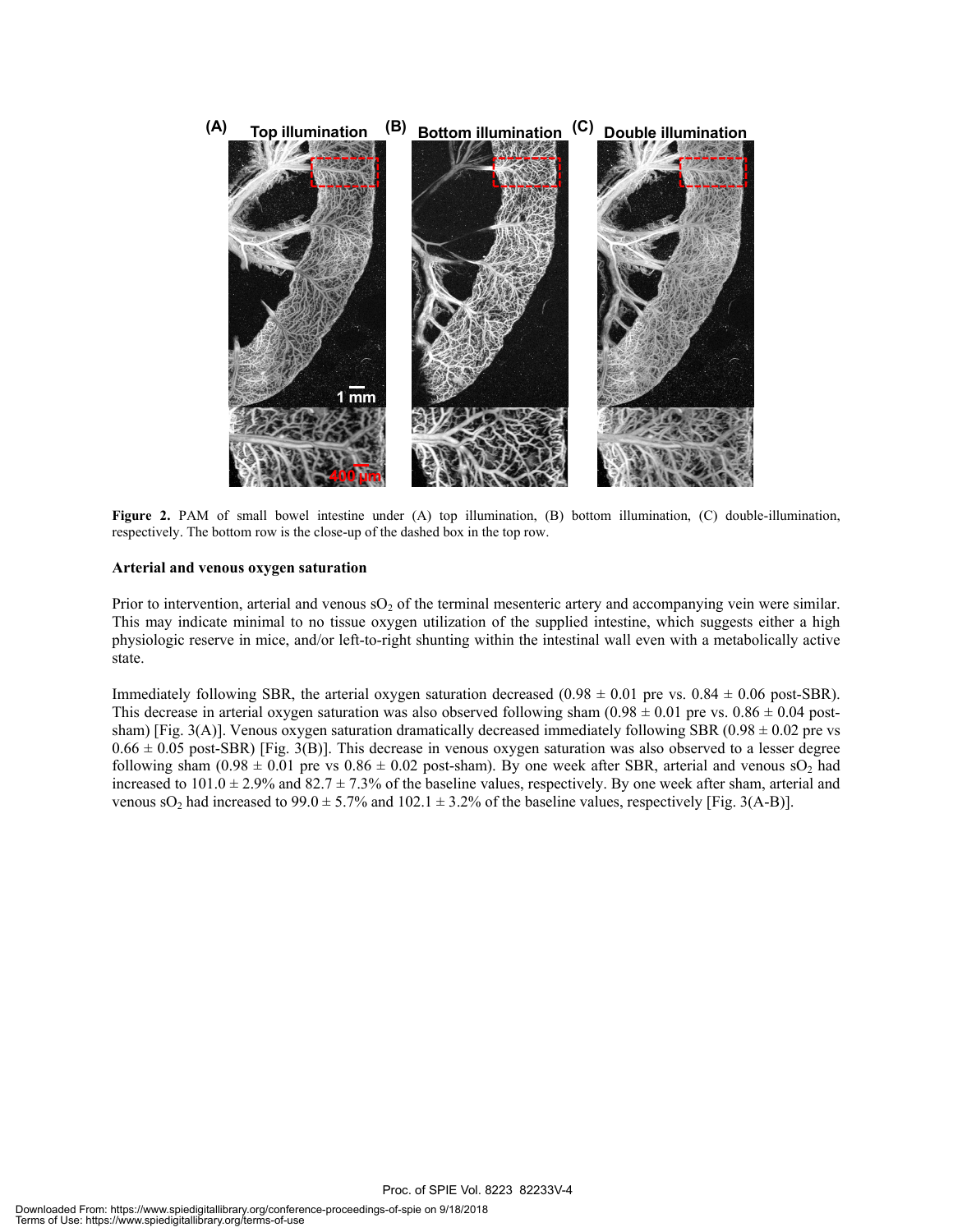**Figure 2.** PAM of small bowel intestine under (A) top illumination, (B) bottom illumination, (C) double-illumination, respectively. The bottom row is the close-up of the dashed box in the top row.

### Arterial and venous oxygen saturation

Prior to intervention, arterial and venous $sO_2$ of the terminal mesenteric artery and accompanying vein were similar. This may indicate minimal to no tissue oxygen utilization of the supplied intestine, which suggests either a high physiologic reserve in mice, and/or left-to-right shunting within the intestinal wall even with a metabolically active state.

Immediately following SBR, the arterial oxygen saturation decreased ($0.98 \pm 0.01$ pre vs. $0.84 \pm 0.06$ post-SBR). This decrease in arterial oxygen saturation was also observed following sham ($0.98 \pm 0.01$ pre vs. $0.86 \pm 0.04$ post-sham) [Fig. 3(A)]. Venous oxygen saturation dramatically decreased immediately following SBR ($0.98 \pm 0.02$ pre vs $0.66 \pm 0.05$ post-SBR) [Fig. 3(B)]. This decrease in venous oxygen saturation was also observed to a lesser degree following sham ($0.98 \pm 0.01$ pre vs $0.86 \pm 0.02$ post-sham). By one week after SBR, arterial and venous $sO_2$ had increased to $101.0 \pm 2.9\%$ and $82.7 \pm 7.3\%$ of the baseline values, respectively. By one week after sham, arterial and venous $sO_2$ had increased to $99.0 \pm 5.7\%$ and $102.1 \pm 3.2\%$ of the baseline values, respectively [Fig. 3(A-B)].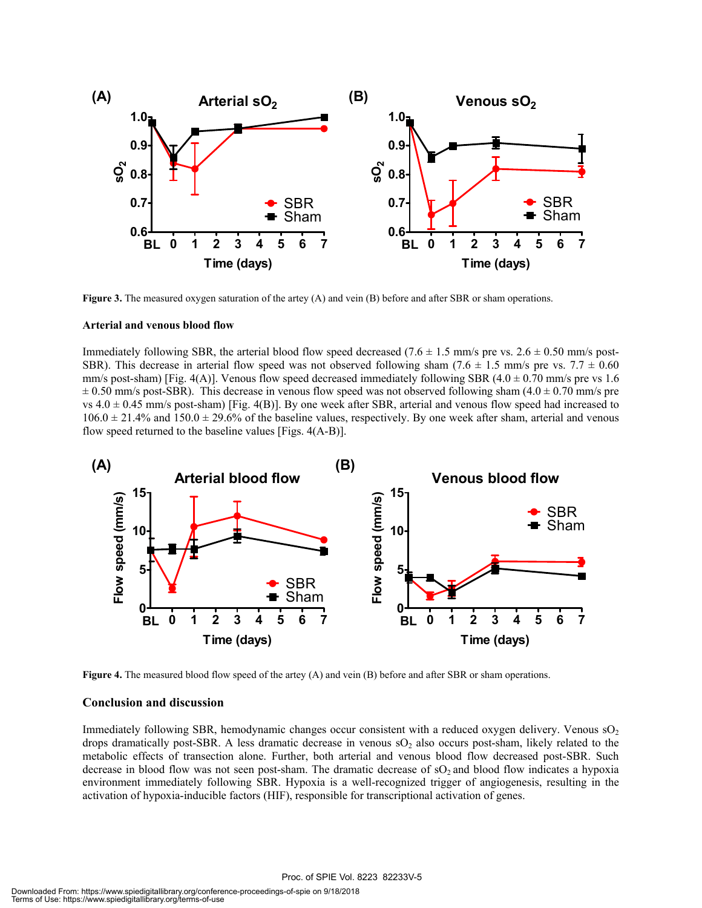**Figure 3.** The measured oxygen saturation of the artey (A) and vein (B) before and after SBR or sham operations.

**Arterial and venous blood flow**

Immediately following SBR, the arterial blood flow speed decreased (7.6 ± 1.5 mm/s pre vs. 2.6 ± 0.50 mm/s post-SBR). This decrease in arterial flow speed was not observed following sham (7.6 ± 1.5 mm/s pre vs. 7.7 ± 0.60 mm/s post-sham) [Fig. 4(A)]. Venous flow speed decreased immediately following SBR (4.0 ± 0.70 mm/s pre vs 1.6 ± 0.50 mm/s post-SBR). This decrease in venous flow speed was not observed following sham (4.0 ± 0.70 mm/s pre vs 4.0 ± 0.45 mm/s post-sham) [Fig. 4(B)]. By one week after SBR, arterial and venous flow speed had increased to 106.0 ± 21.4% and 150.0 ± 29.6% of the baseline values, respectively. By one week after sham, arterial and venous flow speed returned to the baseline values [Figs. 4(A-B)].

**Figure 4.** The measured blood flow speed of the artey (A) and vein (B) before and after SBR or sham operations.

**Conclusion and discussion**

Immediately following SBR, hemodynamic changes occur consistent with a reduced oxygen delivery. Venous $sO_2$ drops dramatically post-SBR. A less dramatic decrease in venous $sO_2$ also occurs post-sham, likely related to the metabolic effects of transection alone. Further, both arterial and venous blood flow decreased post-SBR. Such decrease in blood flow was not seen post-sham. The dramatic decrease of $sO_2$ and blood flow indicates a hypoxia environment immediately following SBR. Hypoxia is a well-recognized trigger of angiogenesis, resulting in the activation of hypoxia-inducible factors (HIF), responsible for transcriptional activation of genes.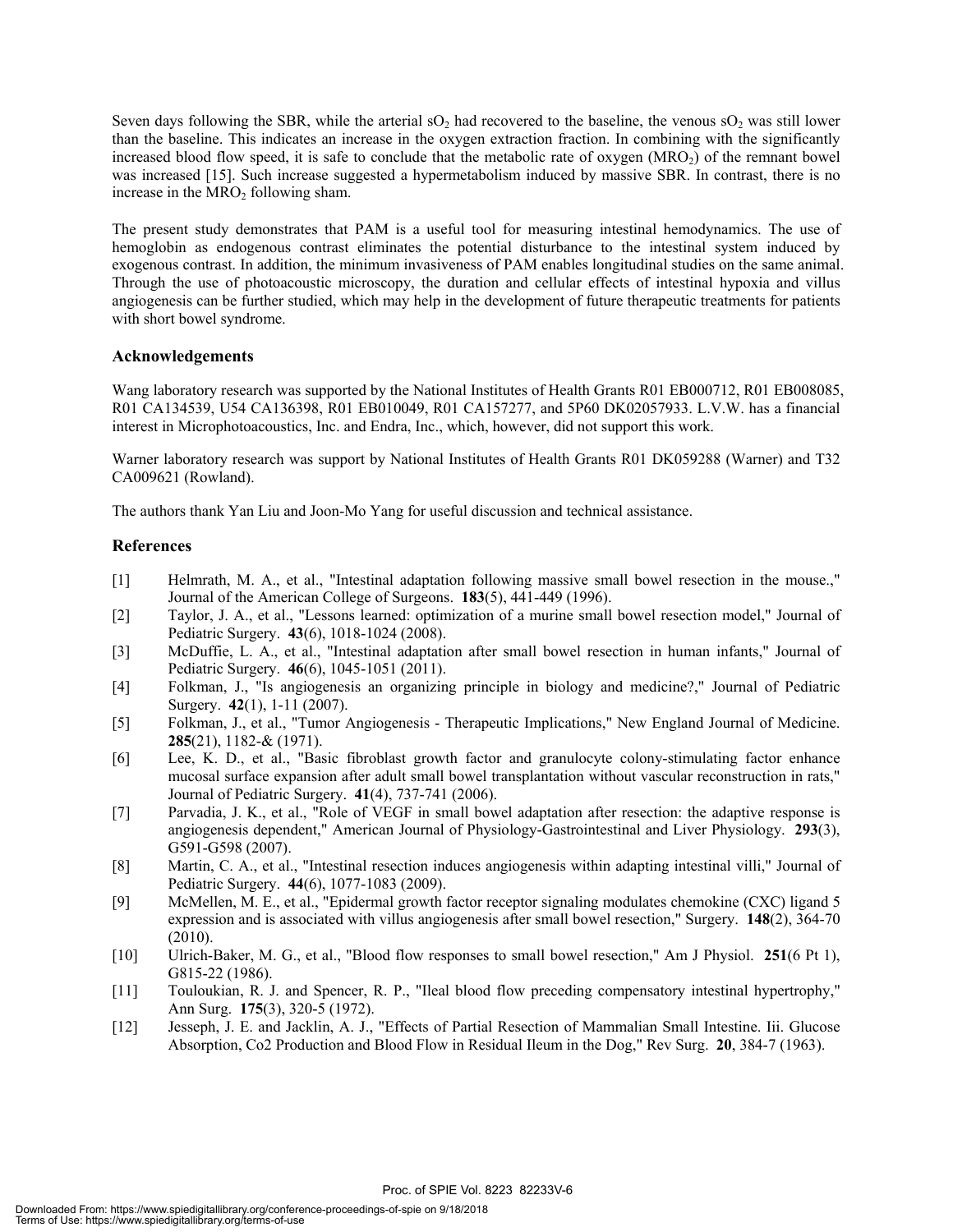Seven days following the SBR, while the arterial $sO_2$ had recovered to the baseline, the venous $sO_2$ was still lower than the baseline. This indicates an increase in the oxygen extraction fraction. In combining with the significantly increased blood flow speed, it is safe to conclude that the metabolic rate of oxygen ($MRO_2$) of the remnant bowel was increased [15]. Such increase suggested a hypermetabolism induced by massive SBR. In contrast, there is no increase in the $MRO_2$ following sham.

The present study demonstrates that PAM is a useful tool for measuring intestinal hemodynamics. The use of hemoglobin as endogenous contrast eliminates the potential disturbance to the intestinal system induced by exogenous contrast. In addition, the minimum invasiveness of PAM enables longitudinal studies on the same animal. Through the use of photoacoustic microscopy, the duration and cellular effects of intestinal hypoxia and villus angiogenesis can be further studied, which may help in the development of future therapeutic treatments for patients with short bowel syndrome.

### Acknowledgements

Wang laboratory research was supported by the National Institutes of Health Grants R01 EB000712, R01 EB008085, R01 CA134539, U54 CA136398, R01 EB010049, R01 CA157277, and 5P60 DK02057933. L.V.W. has a financial interest in Microphotoacoustics, Inc. and Endra, Inc., which, however, did not support this work.

Warner laboratory research was support by National Institutes of Health Grants R01 DK059288 (Warner) and T32 CA009621 (Rowland).

The authors thank Yan Liu and Joon-Mo Yang for useful discussion and technical assistance.

### References

[1] Helmrath, M. A., et al., "Intestinal adaptation following massive small bowel resection in the mouse.," Journal of the American College of Surgeons. **183**(5), 441-449 (1996).

[2] Taylor, J. A., et al., "Lessons learned: optimization of a murine small bowel resection model," Journal of Pediatric Surgery. **43**(6), 1018-1024 (2008).

[3] McDuffie, L. A., et al., "Intestinal adaptation after small bowel resection in human infants," Journal of Pediatric Surgery. **46**(6), 1045-1051 (2011).

[4] Folkman, J., "Is angiogenesis an organizing principle in biology and medicine?," Journal of Pediatric Surgery. **42**(1), 1-11 (2007).

[5] Folkman, J., et al., "Tumor Angiogenesis - Therapeutic Implications," New England Journal of Medicine. **285**(21), 1182-& (1971).

[6] Lee, K. D., et al., "Basic fibroblast growth factor and granulocyte colony-stimulating factor enhance mucosal surface expansion after adult small bowel transplantation without vascular reconstruction in rats," Journal of Pediatric Surgery. **41**(4), 737-741 (2006).

[7] Parvadia, J. K., et al., "Role of VEGF in small bowel adaptation after resection: the adaptive response is angiogenesis dependent," American Journal of Physiology-Gastrointestinal and Liver Physiology. **293**(3), G591-G598 (2007).

[8] Martin, C. A., et al., "Intestinal resection induces angiogenesis within adapting intestinal villi," Journal of Pediatric Surgery. **44**(6), 1077-1083 (2009).

[9] McMellen, M. E., et al., "Epidermal growth factor receptor signaling modulates chemokine (CXC) ligand 5 expression and is associated with villus angiogenesis after small bowel resection," Surgery. **148**(2), 364-70 (2010).

[10] Ulrich-Baker, M. G., et al., "Blood flow responses to small bowel resection," Am J Physiol. **251**(6 Pt 1), G815-22 (1986).

[11] Touloukian, R. J. and Spencer, R. P., "Ileal blood flow preceding compensatory intestinal hypertrophy," Ann Surg. **175**(3), 320-5 (1972).

[12] Jesseph, J. E. and Jacklin, A. J., "Effects of Partial Resection of Mammalian Small Intestine. Iii. Glucose Absorption, Co2 Production and Blood Flow in Residual Ileum in the Dog," Rev Surg. **20**, 384-7 (1963).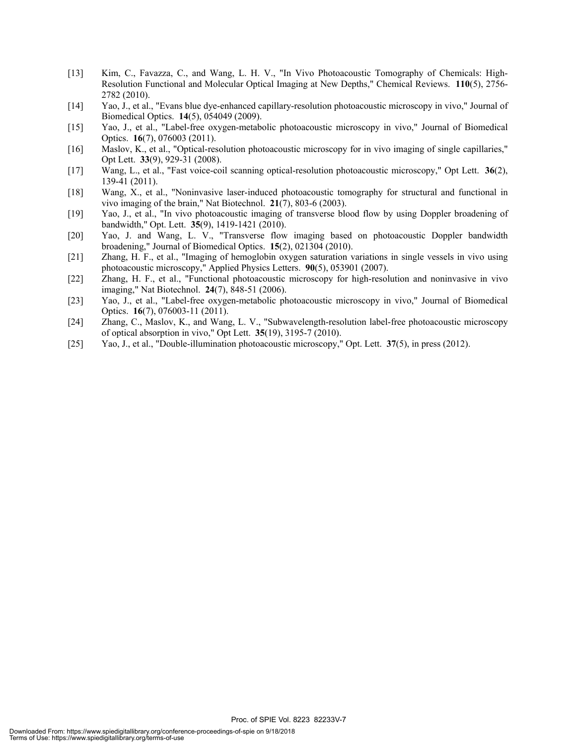[13] Kim, C., Favazza, C., and Wang, L. H. V., "In Vivo Photoacoustic Tomography of Chemicals: High-Resolution Functional and Molecular Optical Imaging at New Depths," Chemical Reviews. **110**(5), 2756-2782 (2010).

[14] Yao, J., et al., "Evans blue dye-enhanced capillary-resolution photoacoustic microscopy in vivo," Journal of Biomedical Optics. **14**(5), 054049 (2009).

[15] Yao, J., et al., "Label-free oxygen-metabolic photoacoustic microscopy in vivo," Journal of Biomedical Optics. **16**(7), 076003 (2011).

[16] Maslov, K., et al., "Optical-resolution photoacoustic microscopy for in vivo imaging of single capillaries," Opt Lett. **33**(9), 929-31 (2008).

[17] Wang, L., et al., "Fast voice-coil scanning optical-resolution photoacoustic microscopy," Opt Lett. **36**(2), 139-41 (2011).

[18] Wang, X., et al., "Noninvasive laser-induced photoacoustic tomography for structural and functional in vivo imaging of the brain," Nat Biotechnol. **21**(7), 803-6 (2003).

[19] Yao, J., et al., "In vivo photoacoustic imaging of transverse blood flow by using Doppler broadening of bandwidth," Opt. Lett. **35**(9), 1419-1421 (2010).

[20] Yao, J. and Wang, L. V., "Transverse flow imaging based on photoacoustic Doppler bandwidth broadening," Journal of Biomedical Optics. **15**(2), 021304 (2010).

[21] Zhang, H. F., et al., "Imaging of hemoglobin oxygen saturation variations in single vessels in vivo using photoacoustic microscopy," Applied Physics Letters. **90**(5), 053901 (2007).

[22] Zhang, H. F., et al., "Functional photoacoustic microscopy for high-resolution and noninvasive in vivo imaging," Nat Biotechnol. **24**(7), 848-51 (2006).

[23] Yao, J., et al., "Label-free oxygen-metabolic photoacoustic microscopy in vivo," Journal of Biomedical Optics. **16**(7), 076003-11 (2011).

[24] Zhang, C., Maslov, K., and Wang, L. V., "Subwavelength-resolution label-free photoacoustic microscopy of optical absorption in vivo," Opt Lett. **35**(19), 3195-7 (2010).

[25] Yao, J., et al., "Double-illumination photoacoustic microscopy," Opt. Lett. **37**(5), in press (2012).